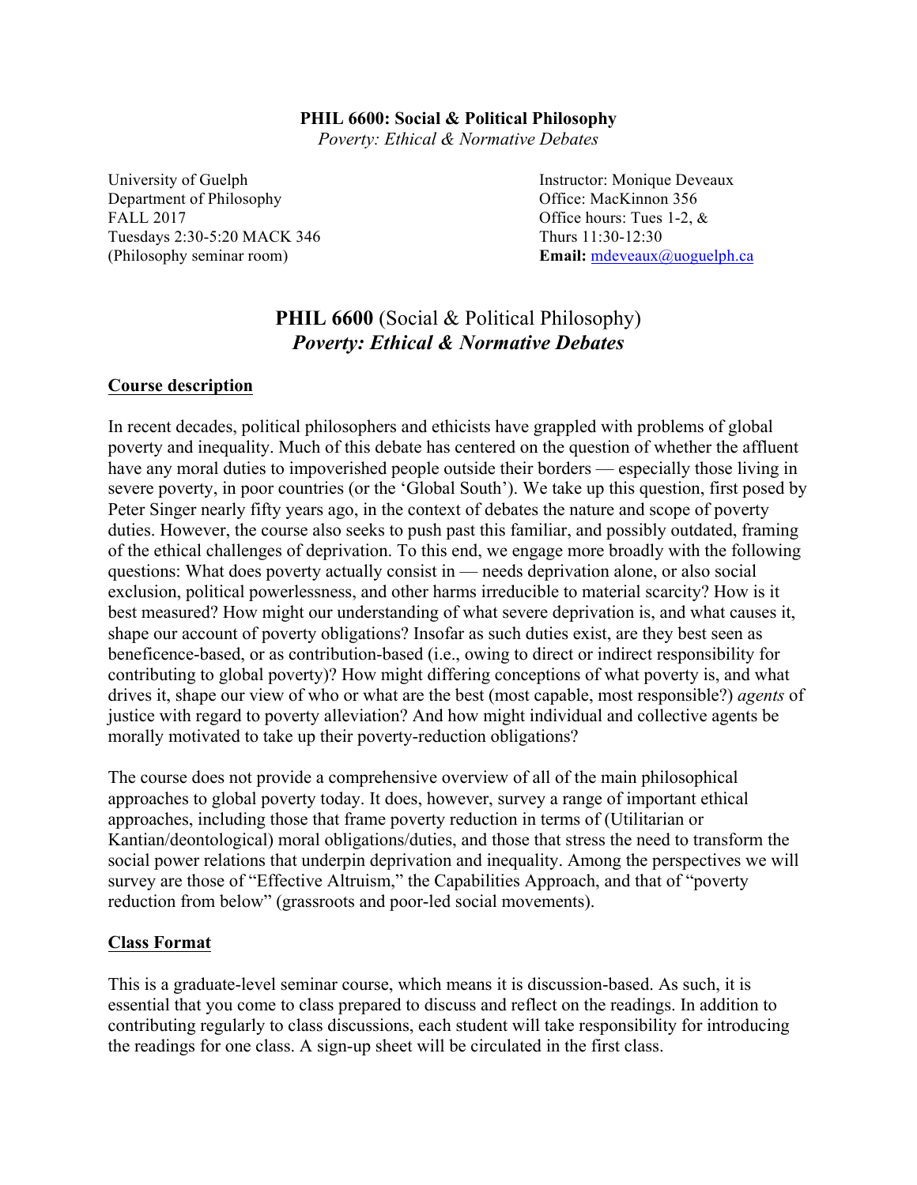**PHIL 6600: Social & Political Philosophy**
*Poverty: Ethical & Normative Debates*

University of Guelph
Department of Philosophy
FALL 2017
Tuesdays 2:30-5:20 MACK 346
(Philosophy seminar room)

Instructor: Monique Deveaux
Office: MacKinnon 356
Office hours: Tues 1-2, &
Thurs 11:30-12:30
**Email:** mdeveaux@uoguelph.ca

# **PHIL 6600** (Social & Political Philosophy) ***Poverty: Ethical & Normative Debates***

## Course description

In recent decades, political philosophers and ethicists have grappled with problems of global poverty and inequality. Much of this debate has centered on the question of whether the affluent have any moral duties to impoverished people outside their borders — especially those living in severe poverty, in poor countries (or the 'Global South'). We take up this question, first posed by Peter Singer nearly fifty years ago, in the context of debates the nature and scope of poverty duties. However, the course also seeks to push past this familiar, and possibly outdated, framing of the ethical challenges of deprivation. To this end, we engage more broadly with the following questions: What does poverty actually consist in — needs deprivation alone, or also social exclusion, political powerlessness, and other harms irreducible to material scarcity? How is it best measured? How might our understanding of what severe deprivation is, and what causes it, shape our account of poverty obligations? Insofar as such duties exist, are they best seen as beneficence-based, or as contribution-based (i.e., owing to direct or indirect responsibility for contributing to global poverty)? How might differing conceptions of what poverty is, and what drives it, shape our view of who or what are the best (most capable, most responsible?) *agents* of justice with regard to poverty alleviation? And how might individual and collective agents be morally motivated to take up their poverty-reduction obligations?

The course does not provide a comprehensive overview of all of the main philosophical approaches to global poverty today. It does, however, survey a range of important ethical approaches, including those that frame poverty reduction in terms of (Utilitarian or Kantian/deontological) moral obligations/duties, and those that stress the need to transform the social power relations that underpin deprivation and inequality. Among the perspectives we will survey are those of "Effective Altruism," the Capabilities Approach, and that of "poverty reduction from below" (grassroots and poor-led social movements).

## Class Format

This is a graduate-level seminar course, which means it is discussion-based. As such, it is essential that you come to class prepared to discuss and reflect on the readings. In addition to contributing regularly to class discussions, each student will take responsibility for introducing the readings for one class. A sign-up sheet will be circulated in the first class.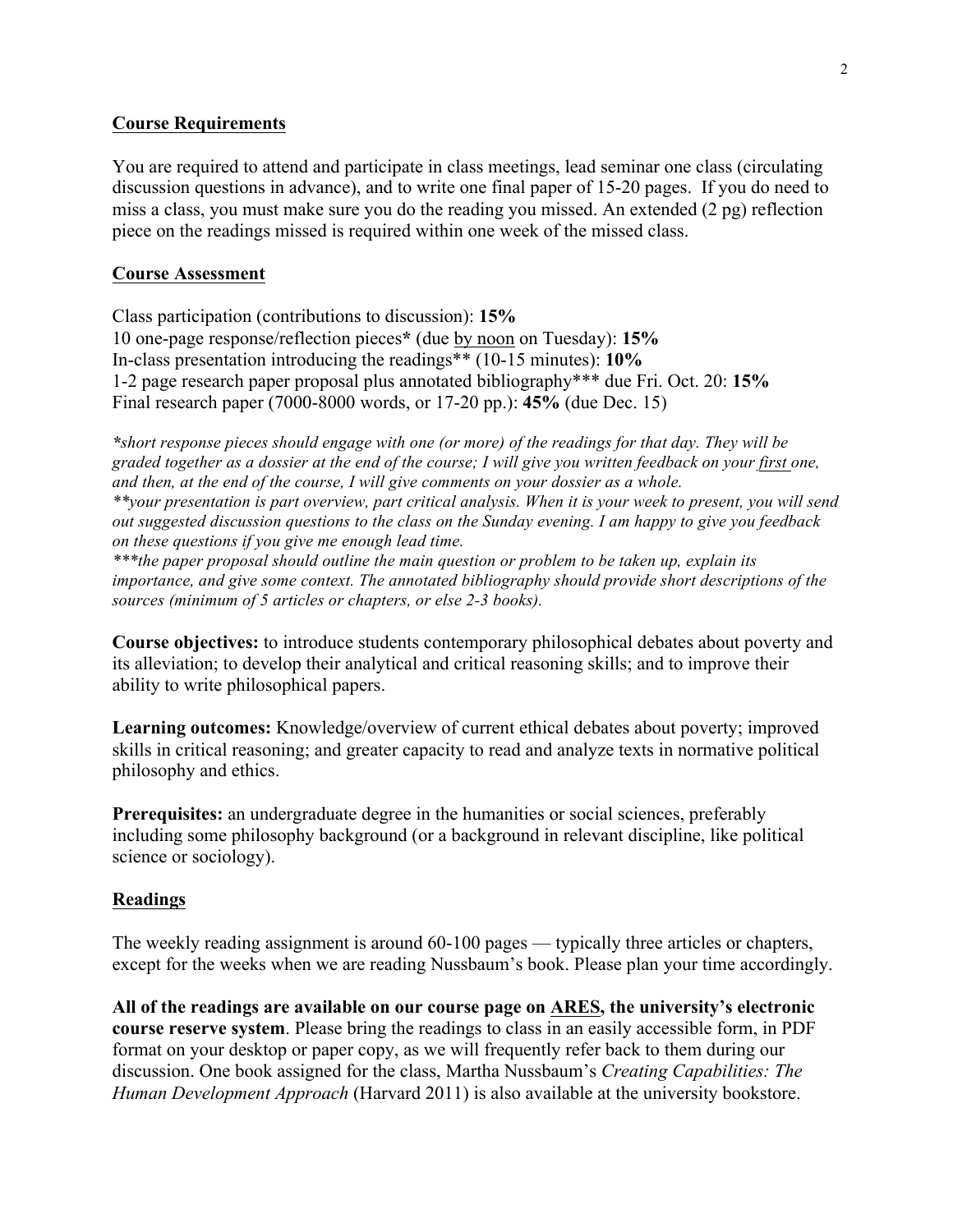## Course Requirements

You are required to attend and participate in class meetings, lead seminar one class (circulating discussion questions in advance), and to write one final paper of 15-20 pages. If you do need to miss a class, you must make sure you do the reading you missed. An extended (2 pg) reflection piece on the readings missed is required within one week of the missed class.

## Course Assessment

Class participation (contributions to discussion): **15%**
10 one-page response/reflection pieces**\*** (due by noon on Tuesday): **15%**
In-class presentation introducing the readings\*\* (10-15 minutes): **10%**
1-2 page research paper proposal plus annotated bibliography\*\*\* due Fri. Oct. 20: **15%**
Final research paper (7000-8000 words, or 17-20 pp.): **45%** (due Dec. 15)

*\*short response pieces should engage with one (or more) of the readings for that day. They will be graded together as a dossier at the end of the course; I will give you written feedback on your first one, and then, at the end of the course, I will give comments on your dossier as a whole.*
*\*\*your presentation is part overview, part critical analysis. When it is your week to present, you will send out suggested discussion questions to the class on the Sunday evening. I am happy to give you feedback on these questions if you give me enough lead time.*
*\*\*\*the paper proposal should outline the main question or problem to be taken up, explain its importance, and give some context. The annotated bibliography should provide short descriptions of the sources (minimum of 5 articles or chapters, or else 2-3 books).*

**Course objectives:** to introduce students contemporary philosophical debates about poverty and its alleviation; to develop their analytical and critical reasoning skills; and to improve their ability to write philosophical papers.

**Learning outcomes:** Knowledge/overview of current ethical debates about poverty; improved skills in critical reasoning; and greater capacity to read and analyze texts in normative political philosophy and ethics.

**Prerequisites:** an undergraduate degree in the humanities or social sciences, preferably including some philosophy background (or a background in relevant discipline, like political science or sociology).

## Readings

The weekly reading assignment is around 60-100 pages — typically three articles or chapters, except for the weeks when we are reading Nussbaum's book. Please plan your time accordingly.

**All of the readings are available on our course page on ARES, the university's electronic course reserve system**. Please bring the readings to class in an easily accessible form, in PDF format on your desktop or paper copy, as we will frequently refer back to them during our discussion. One book assigned for the class, Martha Nussbaum's *Creating Capabilities: The Human Development Approach* (Harvard 2011) is also available at the university bookstore.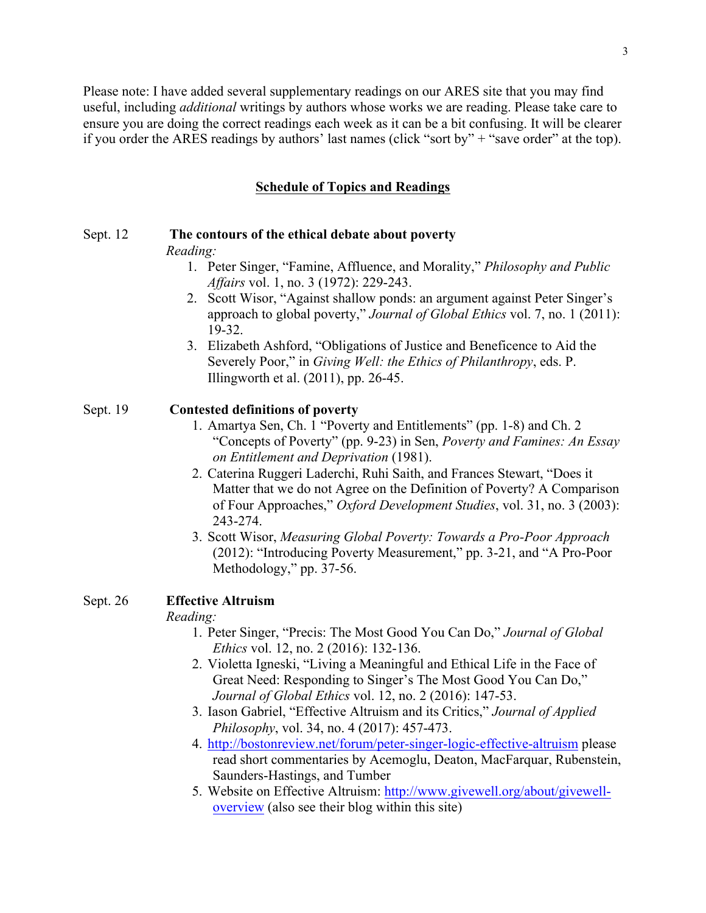Please note: I have added several supplementary readings on our ARES site that you may find useful, including *additional* writings by authors whose works we are reading. Please take care to ensure you are doing the correct readings each week as it can be a bit confusing. It will be clearer if you order the ARES readings by authors' last names (click "sort by" + "save order" at the top).

## Schedule of Topics and Readings

**Sept. 12 — The contours of the ethical debate about poverty**

*Reading:*

1. Peter Singer, "Famine, Affluence, and Morality," *Philosophy and Public Affairs* vol. 1, no. 3 (1972): 229-243.
2. Scott Wisor, "Against shallow ponds: an argument against Peter Singer's approach to global poverty," *Journal of Global Ethics* vol. 7, no. 1 (2011): 19-32.
3. Elizabeth Ashford, "Obligations of Justice and Beneficence to Aid the Severely Poor," in *Giving Well: the Ethics of Philanthropy*, eds. P. Illingworth et al. (2011), pp. 26-45.

**Sept. 19 — Contested definitions of poverty**

1. Amartya Sen, Ch. 1 "Poverty and Entitlements" (pp. 1-8) and Ch. 2 "Concepts of Poverty" (pp. 9-23) in Sen, *Poverty and Famines: An Essay on Entitlement and Deprivation* (1981).
2. Caterina Ruggeri Laderchi, Ruhi Saith, and Frances Stewart, "Does it Matter that we do not Agree on the Definition of Poverty? A Comparison of Four Approaches," *Oxford Development Studies*, vol. 31, no. 3 (2003): 243-274.
3. Scott Wisor, *Measuring Global Poverty: Towards a Pro-Poor Approach* (2012): "Introducing Poverty Measurement," pp. 3-21, and "A Pro-Poor Methodology," pp. 37-56.

**Sept. 26 — Effective Altruism**

*Reading:*

1. Peter Singer, "Precis: The Most Good You Can Do," *Journal of Global Ethics* vol. 12, no. 2 (2016): 132-136.
2. Violetta Igneski, "Living a Meaningful and Ethical Life in the Face of Great Need: Responding to Singer's The Most Good You Can Do," *Journal of Global Ethics* vol. 12, no. 2 (2016): 147-53.
3. Iason Gabriel, "Effective Altruism and its Critics," *Journal of Applied Philosophy*, vol. 34, no. 4 (2017): 457-473.
4. http://bostonreview.net/forum/peter-singer-logic-effective-altruism please read short commentaries by Acemoglu, Deaton, MacFarquar, Rubenstein, Saunders-Hastings, and Tumber
5. Website on Effective Altruism: http://www.givewell.org/about/givewell-overview (also see their blog within this site)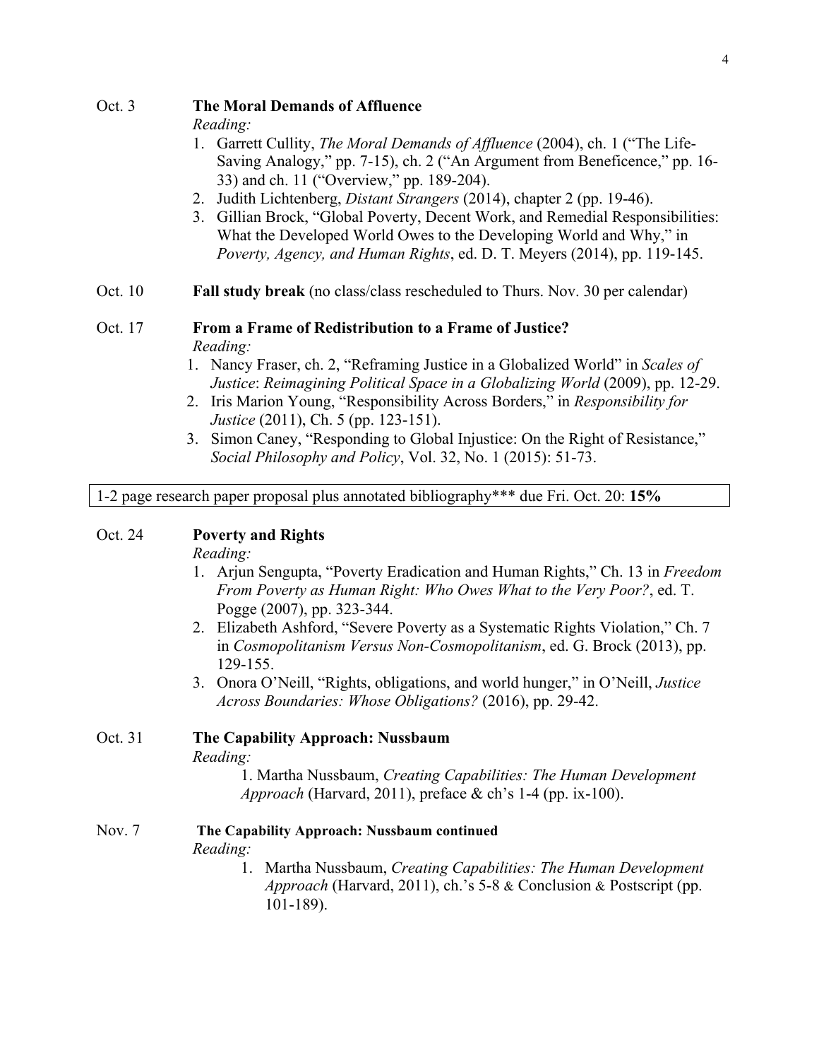Oct. 3 **The Moral Demands of Affluence**

*Reading:*

1. Garrett Cullity, *The Moral Demands of Affluence* (2004), ch. 1 ("The Life-Saving Analogy," pp. 7-15), ch. 2 ("An Argument from Beneficence," pp. 16-33) and ch. 11 ("Overview," pp. 189-204).
2. Judith Lichtenberg, *Distant Strangers* (2014), chapter 2 (pp. 19-46).
3. Gillian Brock, "Global Poverty, Decent Work, and Remedial Responsibilities: What the Developed World Owes to the Developing World and Why," in *Poverty, Agency, and Human Rights*, ed. D. T. Meyers (2014), pp. 119-145.

Oct. 10 **Fall study break** (no class/class rescheduled to Thurs. Nov. 30 per calendar)

Oct. 17 **From a Frame of Redistribution to a Frame of Justice?**

*Reading:*

1. Nancy Fraser, ch. 2, "Reframing Justice in a Globalized World" in *Scales of Justice*: *Reimagining Political Space in a Globalizing World* (2009), pp. 12-29.
2. Iris Marion Young, "Responsibility Across Borders," in *Responsibility for Justice* (2011), Ch. 5 (pp. 123-151).
3. Simon Caney, "Responding to Global Injustice: On the Right of Resistance," *Social Philosophy and Policy*, Vol. 32, No. 1 (2015): 51-73.

1-2 page research paper proposal plus annotated bibliography*** due Fri. Oct. 20: **15%**

Oct. 24 **Poverty and Rights**

*Reading:*

1. Arjun Sengupta, "Poverty Eradication and Human Rights," Ch. 13 in *Freedom From Poverty as Human Right: Who Owes What to the Very Poor?*, ed. T. Pogge (2007), pp. 323-344.
2. Elizabeth Ashford, "Severe Poverty as a Systematic Rights Violation," Ch. 7 in *Cosmopolitanism Versus Non-Cosmopolitanism*, ed. G. Brock (2013), pp. 129-155.
3. Onora O'Neill, "Rights, obligations, and world hunger," in O'Neill, *Justice Across Boundaries: Whose Obligations?* (2016), pp. 29-42.

Oct. 31 **The Capability Approach: Nussbaum**

*Reading:*

1. Martha Nussbaum, *Creating Capabilities: The Human Development Approach* (Harvard, 2011), preface & ch's 1-4 (pp. ix-100).

Nov. 7 **The Capability Approach: Nussbaum continued**

*Reading:*

1. Martha Nussbaum, *Creating Capabilities: The Human Development Approach* (Harvard, 2011), ch.'s 5-8 & Conclusion & Postscript (pp. 101-189).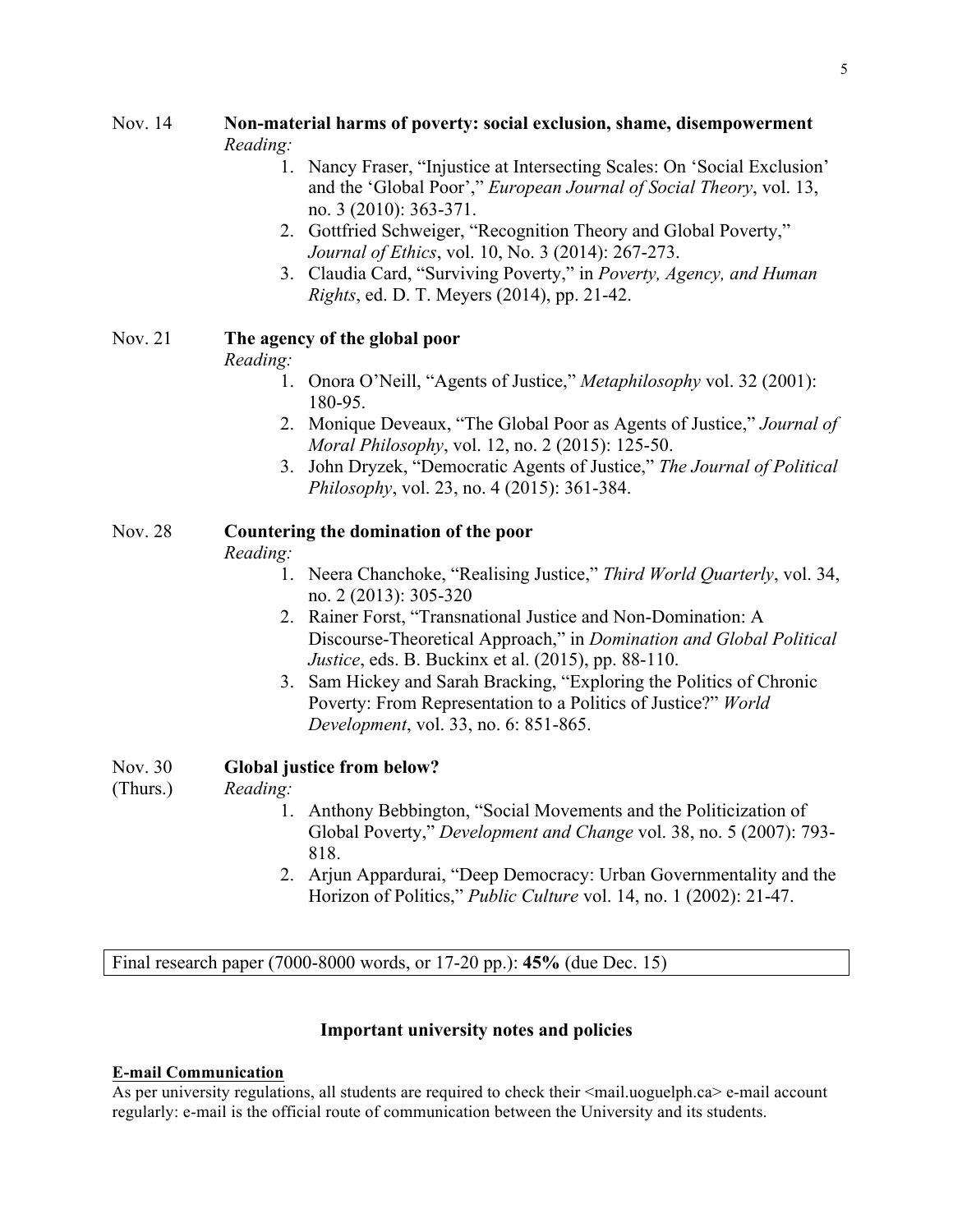**Nov. 14** **Non-material harms of poverty: social exclusion, shame, disempowerment**

*Reading:*

1. Nancy Fraser, "Injustice at Intersecting Scales: On 'Social Exclusion' and the 'Global Poor'," *European Journal of Social Theory*, vol. 13, no. 3 (2010): 363-371.
2. Gottfried Schweiger, "Recognition Theory and Global Poverty," *Journal of Ethics*, vol. 10, No. 3 (2014): 267-273.
3. Claudia Card, "Surviving Poverty," in *Poverty, Agency, and Human Rights*, ed. D. T. Meyers (2014), pp. 21-42.

**Nov. 21** **The agency of the global poor**

*Reading:*

1. Onora O'Neill, "Agents of Justice," *Metaphilosophy* vol. 32 (2001): 180-95.
2. Monique Deveaux, "The Global Poor as Agents of Justice," *Journal of Moral Philosophy*, vol. 12, no. 2 (2015): 125-50.
3. John Dryzek, "Democratic Agents of Justice," *The Journal of Political Philosophy*, vol. 23, no. 4 (2015): 361-384.

**Nov. 28** **Countering the domination of the poor**

*Reading:*

1. Neera Chanchoke, "Realising Justice," *Third World Quarterly*, vol. 34, no. 2 (2013): 305-320
2. Rainer Forst, "Transnational Justice and Non-Domination: A Discourse-Theoretical Approach," in *Domination and Global Political Justice*, eds. B. Buckinx et al. (2015), pp. 88-110.
3. Sam Hickey and Sarah Bracking, "Exploring the Politics of Chronic Poverty: From Representation to a Politics of Justice?" *World Development*, vol. 33, no. 6: 851-865.

**Nov. 30 (Thurs.)** **Global justice from below?**

*Reading:*

1. Anthony Bebbington, "Social Movements and the Politicization of Global Poverty," *Development and Change* vol. 38, no. 5 (2007): 793-818.
2. Arjun Appardurai, "Deep Democracy: Urban Governmentality and the Horizon of Politics," *Public Culture* vol. 14, no. 1 (2002): 21-47.

Final research paper (7000-8000 words, or 17-20 pp.): **45%** (due Dec. 15)

## Important university notes and policies

**E-mail Communication**

As per university regulations, all students are required to check their <mail.uoguelph.ca> e-mail account regularly: e-mail is the official route of communication between the University and its students.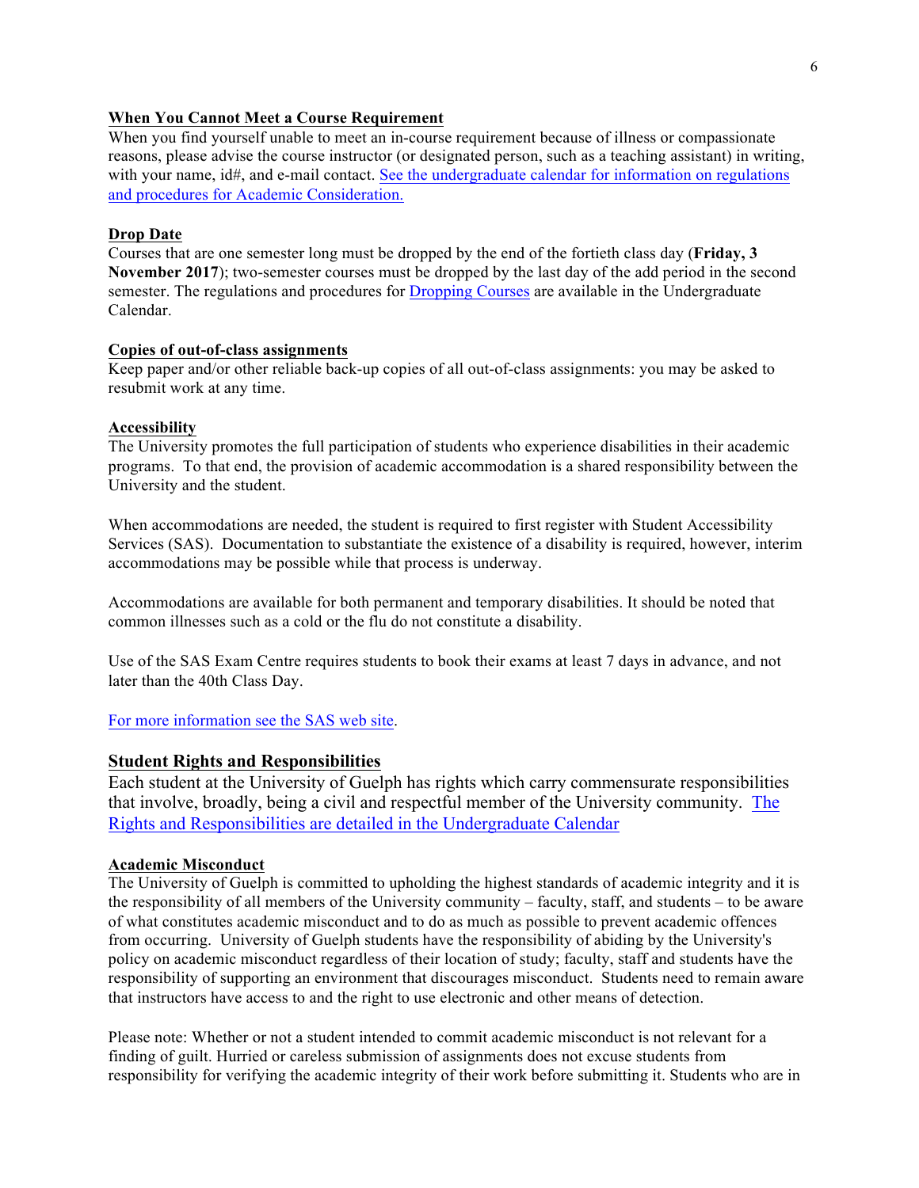**When You Cannot Meet a Course Requirement**

When you find yourself unable to meet an in-course requirement because of illness or compassionate reasons, please advise the course instructor (or designated person, such as a teaching assistant) in writing, with your name, id#, and e-mail contact. See the undergraduate calendar for information on regulations and procedures for Academic Consideration.

**Drop Date**

Courses that are one semester long must be dropped by the end of the fortieth class day (**Friday, 3 November 2017**); two-semester courses must be dropped by the last day of the add period in the second semester. The regulations and procedures for Dropping Courses are available in the Undergraduate Calendar.

**Copies of out-of-class assignments**

Keep paper and/or other reliable back-up copies of all out-of-class assignments: you may be asked to resubmit work at any time.

**Accessibility**

The University promotes the full participation of students who experience disabilities in their academic programs. To that end, the provision of academic accommodation is a shared responsibility between the University and the student.

When accommodations are needed, the student is required to first register with Student Accessibility Services (SAS). Documentation to substantiate the existence of a disability is required, however, interim accommodations may be possible while that process is underway.

Accommodations are available for both permanent and temporary disabilities. It should be noted that common illnesses such as a cold or the flu do not constitute a disability.

Use of the SAS Exam Centre requires students to book their exams at least 7 days in advance, and not later than the 40th Class Day.

For more information see the SAS web site.

## Student Rights and Responsibilities

Each student at the University of Guelph has rights which carry commensurate responsibilities that involve, broadly, being a civil and respectful member of the University community. The Rights and Responsibilities are detailed in the Undergraduate Calendar

**Academic Misconduct**

The University of Guelph is committed to upholding the highest standards of academic integrity and it is the responsibility of all members of the University community – faculty, staff, and students – to be aware of what constitutes academic misconduct and to do as much as possible to prevent academic offences from occurring. University of Guelph students have the responsibility of abiding by the University's policy on academic misconduct regardless of their location of study; faculty, staff and students have the responsibility of supporting an environment that discourages misconduct. Students need to remain aware that instructors have access to and the right to use electronic and other means of detection.

Please note: Whether or not a student intended to commit academic misconduct is not relevant for a finding of guilt. Hurried or careless submission of assignments does not excuse students from responsibility for verifying the academic integrity of their work before submitting it. Students who are in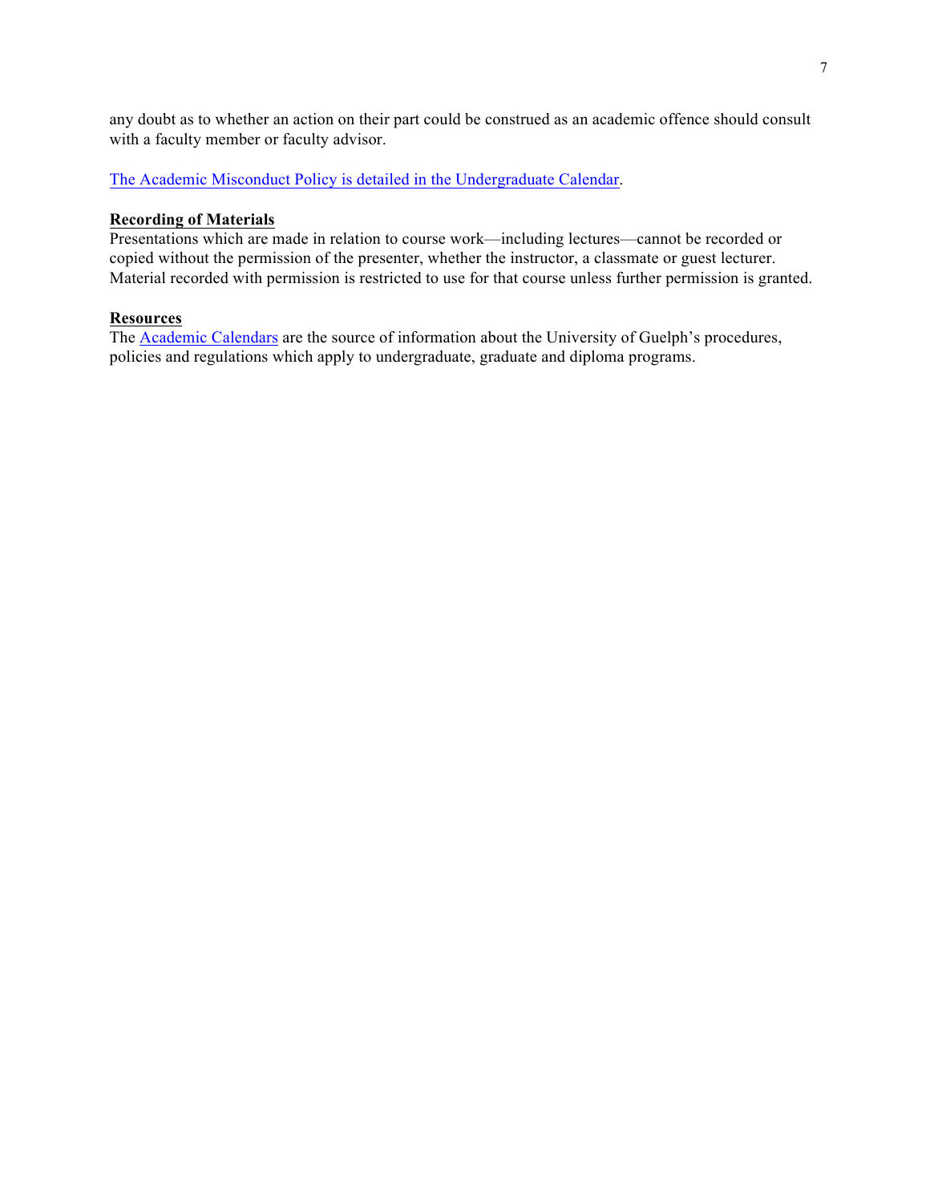any doubt as to whether an action on their part could be construed as an academic offence should consult with a faculty member or faculty advisor.

The Academic Misconduct Policy is detailed in the Undergraduate Calendar.

**Recording of Materials**

Presentations which are made in relation to course work—including lectures—cannot be recorded or copied without the permission of the presenter, whether the instructor, a classmate or guest lecturer. Material recorded with permission is restricted to use for that course unless further permission is granted.

**Resources**

The Academic Calendars are the source of information about the University of Guelph's procedures, policies and regulations which apply to undergraduate, graduate and diploma programs.